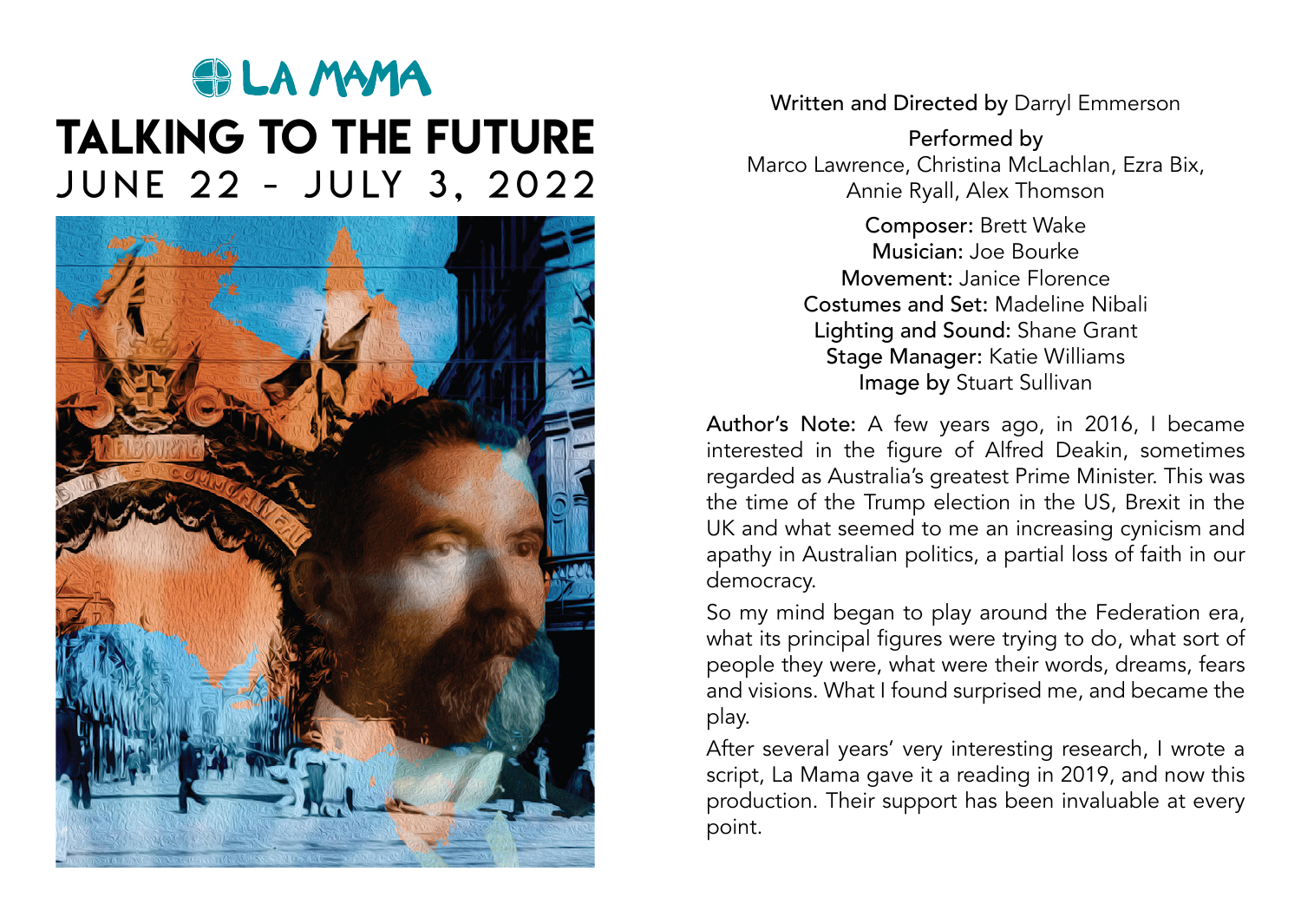# LA MAMA

# TALKING TO THE FUTURE

## JUNE 22 – JULY 3, 2022

**Written and Directed by** Darryl Emmerson

**Performed by**
Marco Lawrence, Christina McLachlan, Ezra Bix, Annie Ryall, Alex Thomson

**Composer:** Brett Wake
**Musician:** Joe Bourke
**Movement:** Janice Florence
**Costumes and Set:** Madeline Nibali
**Lighting and Sound:** Shane Grant
**Stage Manager:** Katie Williams
**Image by** Stuart Sullivan

**Author's Note:** A few years ago, in 2016, I became interested in the figure of Alfred Deakin, sometimes regarded as Australia's greatest Prime Minister. This was the time of the Trump election in the US, Brexit in the UK and what seemed to me an increasing cynicism and apathy in Australian politics, a partial loss of faith in our democracy.

So my mind began to play around the Federation era, what its principal figures were trying to do, what sort of people they were, what were their words, dreams, fears and visions. What I found surprised me, and became the play.

After several years' very interesting research, I wrote a script, La Mama gave it a reading in 2019, and now this production. Their support has been invaluable at every point.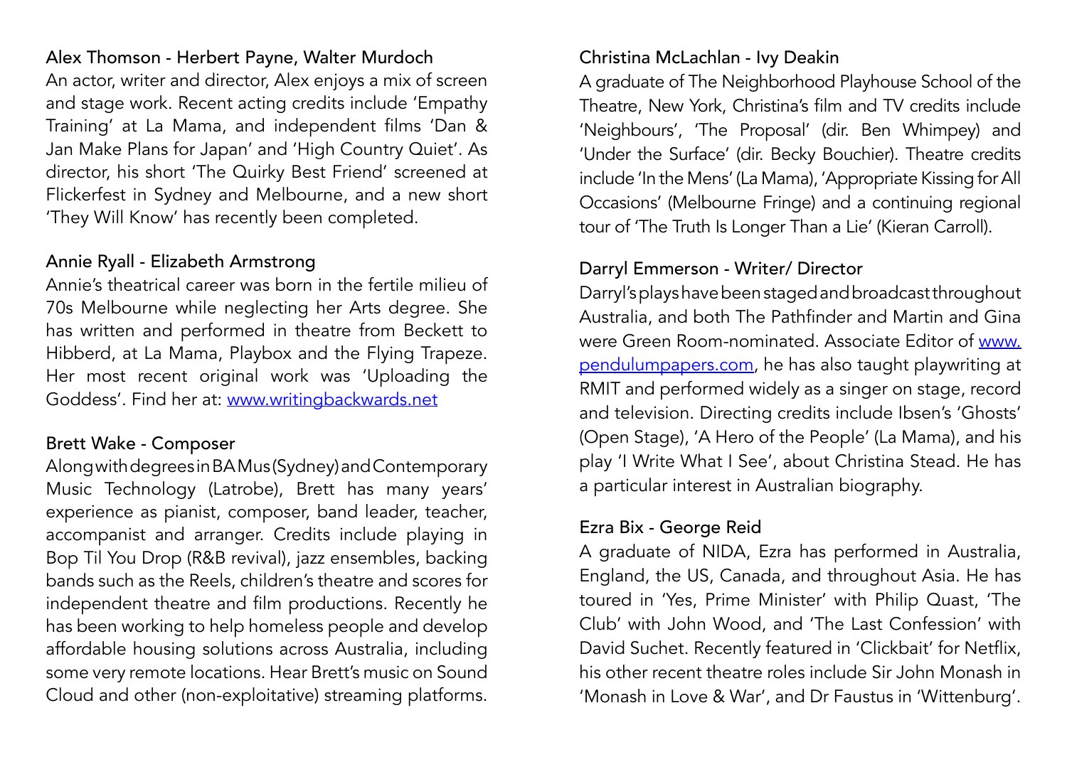### Alex Thomson - Herbert Payne, Walter Murdoch

An actor, writer and director, Alex enjoys a mix of screen and stage work. Recent acting credits include 'Empathy Training' at La Mama, and independent films 'Dan & Jan Make Plans for Japan' and 'High Country Quiet'. As director, his short 'The Quirky Best Friend' screened at Flickerfest in Sydney and Melbourne, and a new short 'They Will Know' has recently been completed.

### Annie Ryall - Elizabeth Armstrong

Annie's theatrical career was born in the fertile milieu of 70s Melbourne while neglecting her Arts degree. She has written and performed in theatre from Beckett to Hibberd, at La Mama, Playbox and the Flying Trapeze. Her most recent original work was 'Uploading the Goddess'. Find her at: [www.writingbackwards.net](www.writingbackwards.net)

### Brett Wake - Composer

Along with degrees in BA Mus (Sydney) and Contemporary Music Technology (Latrobe), Brett has many years' experience as pianist, composer, band leader, teacher, accompanist and arranger. Credits include playing in Bop Til You Drop (R&B revival), jazz ensembles, backing bands such as the Reels, children's theatre and scores for independent theatre and film productions. Recently he has been working to help homeless people and develop affordable housing solutions across Australia, including some very remote locations. Hear Brett's music on Sound Cloud and other (non-exploitative) streaming platforms.

### Christina McLachlan - Ivy Deakin

A graduate of The Neighborhood Playhouse School of the Theatre, New York, Christina's film and TV credits include 'Neighbours', 'The Proposal' (dir. Ben Whimpey) and 'Under the Surface' (dir. Becky Bouchier). Theatre credits include 'In the Mens' (La Mama), 'Appropriate Kissing for All Occasions' (Melbourne Fringe) and a continuing regional tour of 'The Truth Is Longer Than a Lie' (Kieran Carroll).

### Darryl Emmerson - Writer/ Director

Darryl's plays have been staged and broadcast throughout Australia, and both The Pathfinder and Martin and Gina were Green Room-nominated. Associate Editor of [www.pendulumpapers.com](www.pendulumpapers.com), he has also taught playwriting at RMIT and performed widely as a singer on stage, record and television. Directing credits include Ibsen's 'Ghosts' (Open Stage), 'A Hero of the People' (La Mama), and his play 'I Write What I See', about Christina Stead. He has a particular interest in Australian biography.

### Ezra Bix - George Reid

A graduate of NIDA, Ezra has performed in Australia, England, the US, Canada, and throughout Asia. He has toured in 'Yes, Prime Minister' with Philip Quast, 'The Club' with John Wood, and 'The Last Confession' with David Suchet. Recently featured in 'Clickbait' for Netflix, his other recent theatre roles include Sir John Monash in 'Monash in Love & War', and Dr Faustus in 'Wittenburg'.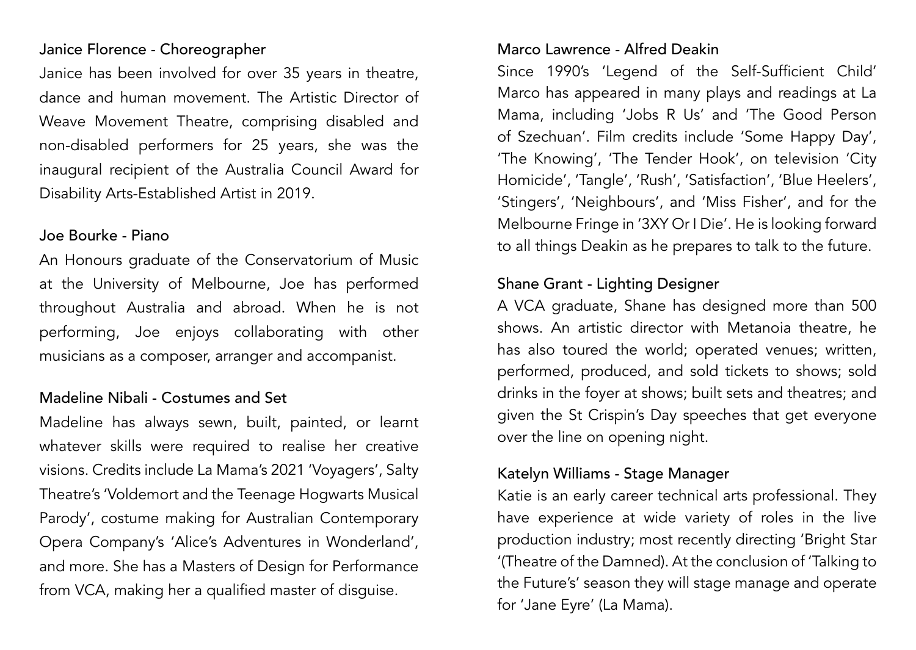### Janice Florence - Choreographer

Janice has been involved for over 35 years in theatre, dance and human movement. The Artistic Director of Weave Movement Theatre, comprising disabled and non-disabled performers for 25 years, she was the inaugural recipient of the Australia Council Award for Disability Arts-Established Artist in 2019.

### Joe Bourke - Piano

An Honours graduate of the Conservatorium of Music at the University of Melbourne, Joe has performed throughout Australia and abroad. When he is not performing, Joe enjoys collaborating with other musicians as a composer, arranger and accompanist.

### Madeline Nibali - Costumes and Set

Madeline has always sewn, built, painted, or learnt whatever skills were required to realise her creative visions. Credits include La Mama's 2021 'Voyagers', Salty Theatre's 'Voldemort and the Teenage Hogwarts Musical Parody', costume making for Australian Contemporary Opera Company's 'Alice's Adventures in Wonderland', and more. She has a Masters of Design for Performance from VCA, making her a qualified master of disguise.

### Marco Lawrence - Alfred Deakin

Since 1990's 'Legend of the Self-Sufficient Child' Marco has appeared in many plays and readings at La Mama, including 'Jobs R Us' and 'The Good Person of Szechuan'. Film credits include 'Some Happy Day', 'The Knowing', 'The Tender Hook', on television 'City Homicide', 'Tangle', 'Rush', 'Satisfaction', 'Blue Heelers', 'Stingers', 'Neighbours', and 'Miss Fisher', and for the Melbourne Fringe in '3XY Or I Die'. He is looking forward to all things Deakin as he prepares to talk to the future.

### Shane Grant - Lighting Designer

A VCA graduate, Shane has designed more than 500 shows. An artistic director with Metanoia theatre, he has also toured the world; operated venues; written, performed, produced, and sold tickets to shows; sold drinks in the foyer at shows; built sets and theatres; and given the St Crispin's Day speeches that get everyone over the line on opening night.

### Katelyn Williams - Stage Manager

Katie is an early career technical arts professional. They have experience at wide variety of roles in the live production industry; most recently directing 'Bright Star '(Theatre of the Damned). At the conclusion of 'Talking to the Future's' season they will stage manage and operate for 'Jane Eyre' (La Mama).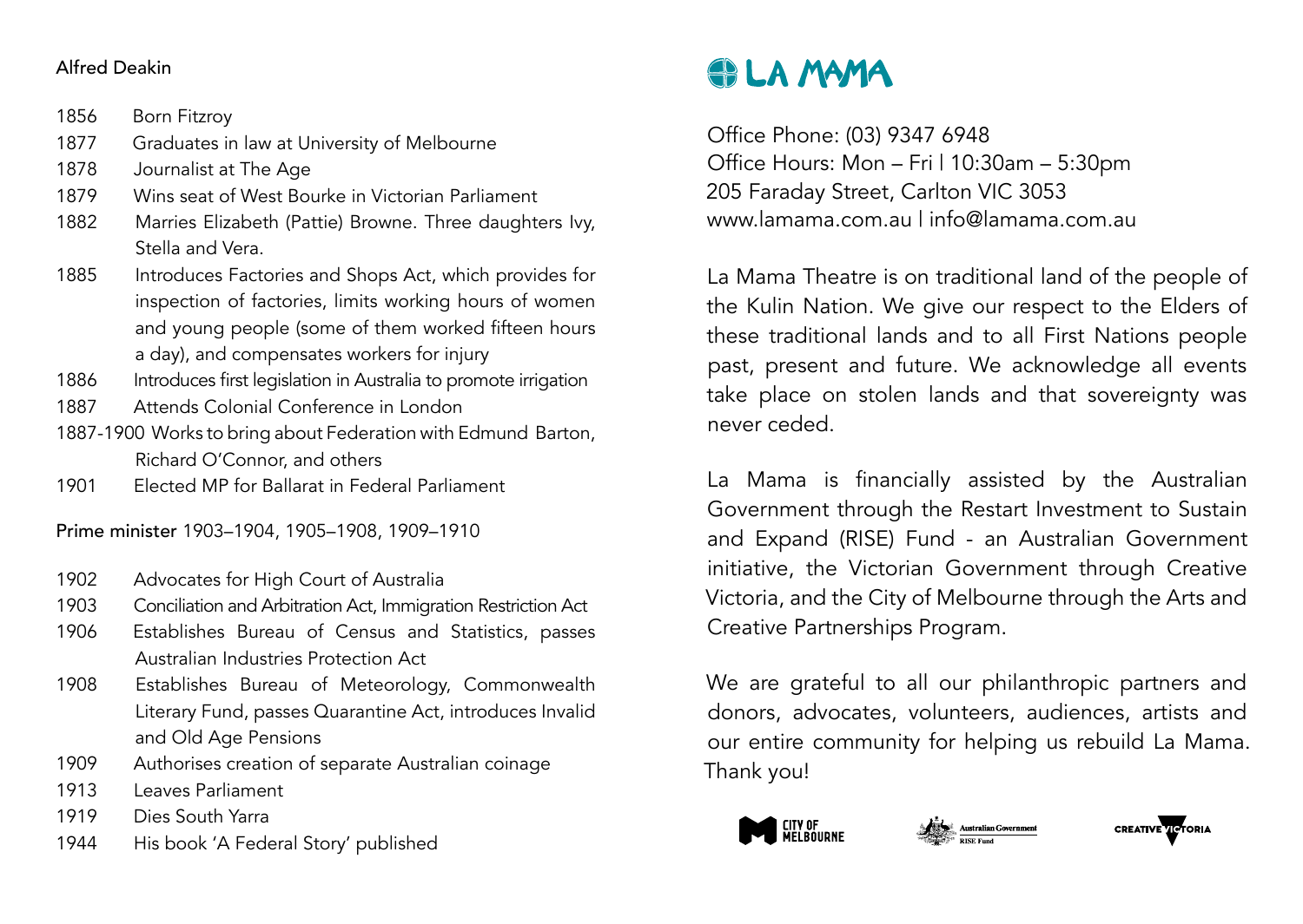## Alfred Deakin

- 1856 Born Fitzroy
- 1877 Graduates in law at University of Melbourne
- 1878 Journalist at The Age
- 1879 Wins seat of West Bourke in Victorian Parliament
- 1882 Marries Elizabeth (Pattie) Browne. Three daughters Ivy, Stella and Vera.
- 1885 Introduces Factories and Shops Act, which provides for inspection of factories, limits working hours of women and young people (some of them worked fifteen hours a day), and compensates workers for injury
- 1886 Introduces first legislation in Australia to promote irrigation
- 1887 Attends Colonial Conference in London
- 1887-1900 Works to bring about Federation with Edmund Barton, Richard O'Connor, and others
- 1901 Elected MP for Ballarat in Federal Parliament

**Prime minister** 1903–1904, 1905–1908, 1909–1910

- 1902 Advocates for High Court of Australia
- 1903 Conciliation and Arbitration Act, Immigration Restriction Act
- 1906 Establishes Bureau of Census and Statistics, passes Australian Industries Protection Act
- 1908 Establishes Bureau of Meteorology, Commonwealth Literary Fund, passes Quarantine Act, introduces Invalid and Old Age Pensions
- 1909 Authorises creation of separate Australian coinage
- 1913 Leaves Parliament
- 1919 Dies South Yarra
- 1944 His book 'A Federal Story' published

# LA MAMA

Office Phone: (03) 9347 6948
Office Hours: Mon – Fri | 10:30am – 5:30pm
205 Faraday Street, Carlton VIC 3053
www.lamama.com.au | info@lamama.com.au

La Mama Theatre is on traditional land of the people of the Kulin Nation. We give our respect to the Elders of these traditional lands and to all First Nations people past, present and future. We acknowledge all events take place on stolen lands and that sovereignty was never ceded.

La Mama is financially assisted by the Australian Government through the Restart Investment to Sustain and Expand (RISE) Fund - an Australian Government initiative, the Victorian Government through Creative Victoria, and the City of Melbourne through the Arts and Creative Partnerships Program.

We are grateful to all our philanthropic partners and donors, advocates, volunteers, audiences, artists and our entire community for helping us rebuild La Mama. Thank you!

CITY OF MELBOURNE

Australian Government RISE Fund

CREATIVE VICTORIA